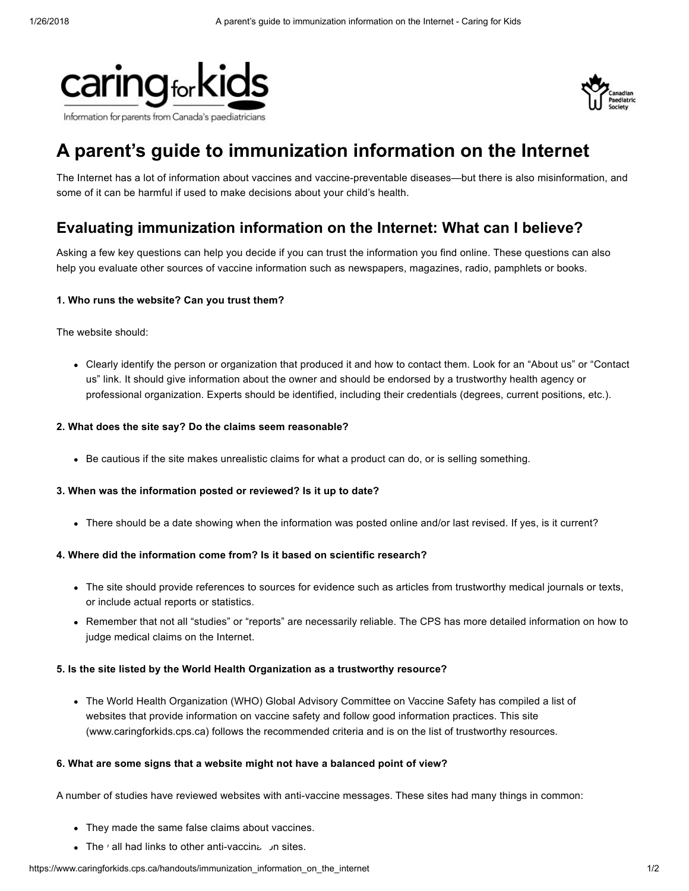# A parent's guide to immunization information on the Internet

The Internet has a lot of information about vaccines and vaccine-preventable diseases—but there is also misinformation, and some of it can be harmful if used to make decisions about your child's health.

## Evaluating immunization information on the Internet: What can I believe?

Asking a few key questions can help you decide if you can trust the information you find online. These questions can also help you evaluate other sources of vaccine information such as newspapers, magazines, radio, pamphlets or books.

#### 1. Who runs the website? Can you trust them?

The website should:

- Clearly identify the person or organization that produced it and how to contact them. Look for an "About us" or "Contact us" link. It should give information about the owner and should be endorsed by a trustworthy health agency or professional organization. Experts should be identified, including their credentials (degrees, current positions, etc.).

#### 2. What does the site say? Do the claims seem reasonable?

- Be cautious if the site makes unrealistic claims for what a product can do, or is selling something.

#### 3. When was the information posted or reviewed? Is it up to date?

- There should be a date showing when the information was posted online and/or last revised. If yes, is it current?

#### 4. Where did the information come from? Is it based on scientific research?

- The site should provide references to sources for evidence such as articles from trustworthy medical journals or texts, or include actual reports or statistics.
- Remember that not all "studies" or "reports" are necessarily reliable. The CPS has more detailed information on how to judge medical claims on the Internet.

#### 5. Is the site listed by the World Health Organization as a trustworthy resource?

- The World Health Organization (WHO) Global Advisory Committee on Vaccine Safety has compiled a list of websites that provide information on vaccine safety and follow good information practices. This site (www.caringforkids.cps.ca) follows the recommended criteria and is on the list of trustworthy resources.

#### 6. What are some signs that a website might not have a balanced point of view?

A number of studies have reviewed websites with anti-vaccine messages. These sites had many things in common:

- They made the same false claims about vaccines.
- They all had links to other anti-vaccination sites.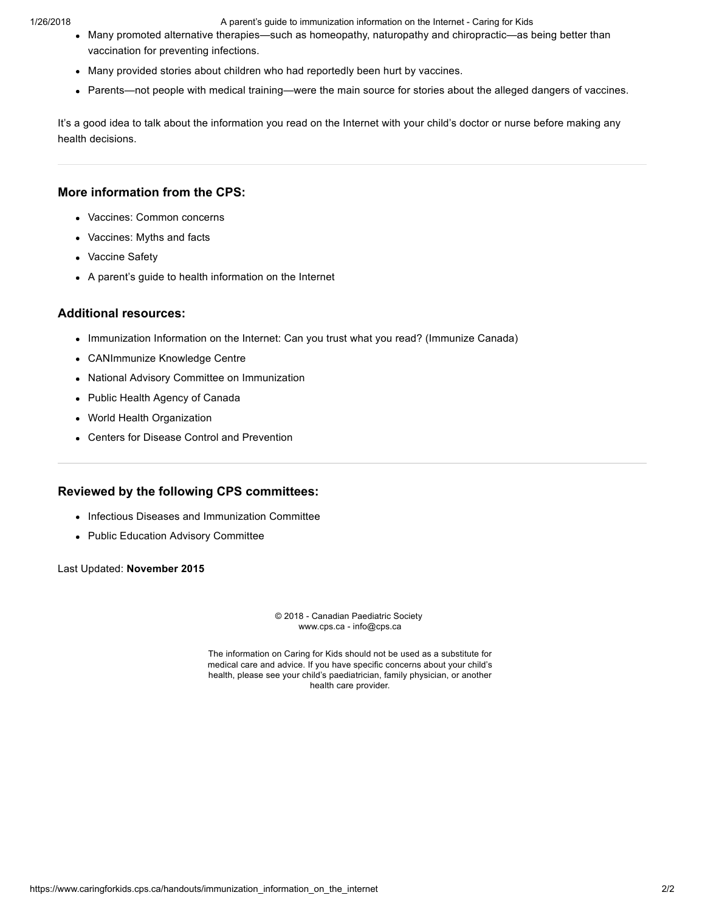- Many promoted alternative therapies—such as homeopathy, naturopathy and chiropractic—as being better than vaccination for preventing infections.
- Many provided stories about children who had reportedly been hurt by vaccines.
- Parents—not people with medical training—were the main source for stories about the alleged dangers of vaccines.

It's a good idea to talk about the information you read on the Internet with your child's doctor or nurse before making any health decisions.

### More information from the CPS:

- Vaccines: Common concerns
- Vaccines: Myths and facts
- Vaccine Safety
- A parent's guide to health information on the Internet

### Additional resources:

- Immunization Information on the Internet: Can you trust what you read? (Immunize Canada)
- CANImmunize Knowledge Centre
- National Advisory Committee on Immunization
- Public Health Agency of Canada
- World Health Organization
- Centers for Disease Control and Prevention

### Reviewed by the following CPS committees:

- Infectious Diseases and Immunization Committee
- Public Education Advisory Committee

Last Updated: **November 2015**

© 2018 - Canadian Paediatric Society
www.cps.ca - info@cps.ca

The information on Caring for Kids should not be used as a substitute for medical care and advice. If you have specific concerns about your child's health, please see your child's paediatrician, family physician, or another health care provider.